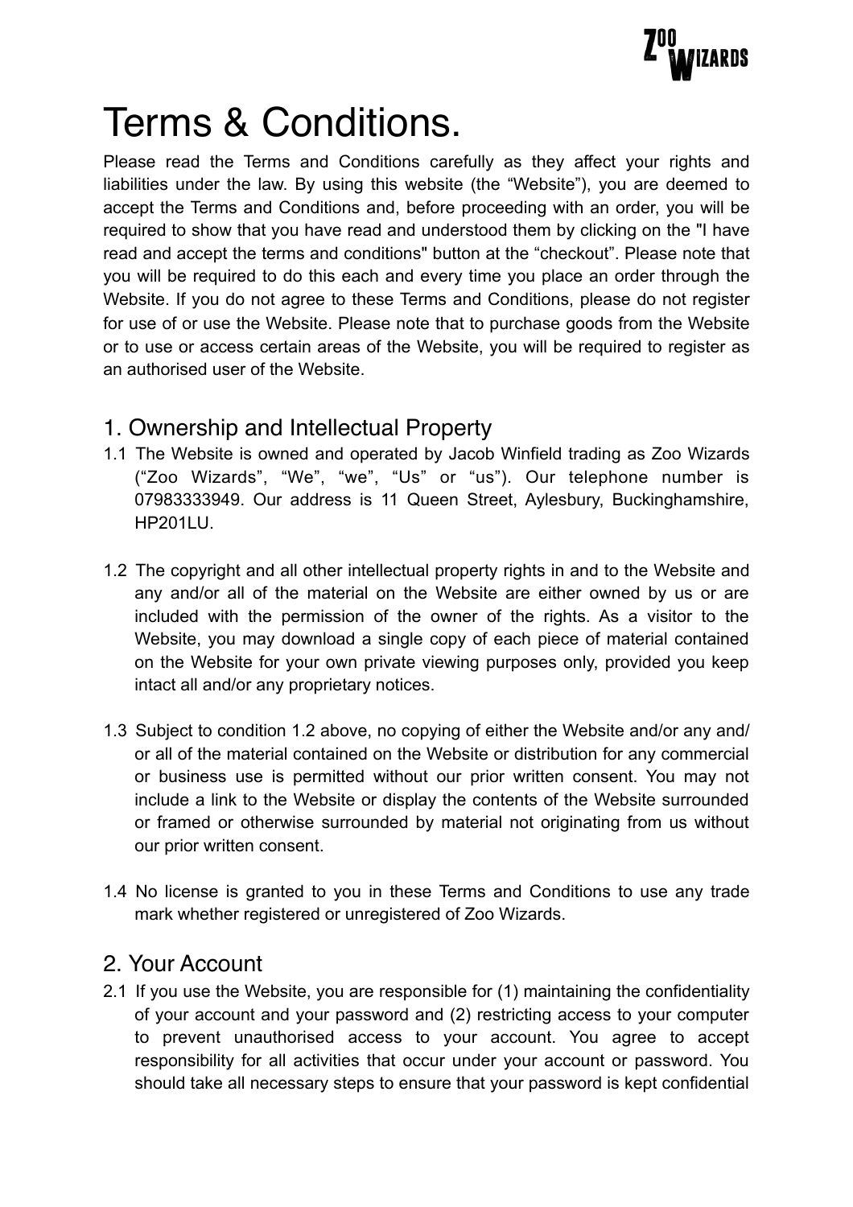# Terms & Conditions.

Please read the Terms and Conditions carefully as they affect your rights and liabilities under the law. By using this website (the "Website"), you are deemed to accept the Terms and Conditions and, before proceeding with an order, you will be required to show that you have read and understood them by clicking on the "I have read and accept the terms and conditions" button at the "checkout". Please note that you will be required to do this each and every time you place an order through the Website. If you do not agree to these Terms and Conditions, please do not register for use of or use the Website. Please note that to purchase goods from the Website or to use or access certain areas of the Website, you will be required to register as an authorised user of the Website.

## 1. Ownership and Intellectual Property

1.1 The Website is owned and operated by Jacob Winfield trading as Zoo Wizards ("Zoo Wizards", "We", "we", "Us" or "us"). Our telephone number is 07983333949. Our address is 11 Queen Street, Aylesbury, Buckinghamshire, HP201LU.

1.2 The copyright and all other intellectual property rights in and to the Website and any and/or all of the material on the Website are either owned by us or are included with the permission of the owner of the rights. As a visitor to the Website, you may download a single copy of each piece of material contained on the Website for your own private viewing purposes only, provided you keep intact all and/or any proprietary notices.

1.3 Subject to condition 1.2 above, no copying of either the Website and/or any and/or all of the material contained on the Website or distribution for any commercial or business use is permitted without our prior written consent. You may not include a link to the Website or display the contents of the Website surrounded or framed or otherwise surrounded by material not originating from us without our prior written consent.

1.4 No license is granted to you in these Terms and Conditions to use any trade mark whether registered or unregistered of Zoo Wizards.

## 2. Your Account

2.1 If you use the Website, you are responsible for (1) maintaining the confidentiality of your account and your password and (2) restricting access to your computer to prevent unauthorised access to your account. You agree to accept responsibility for all activities that occur under your account or password. You should take all necessary steps to ensure that your password is kept confidential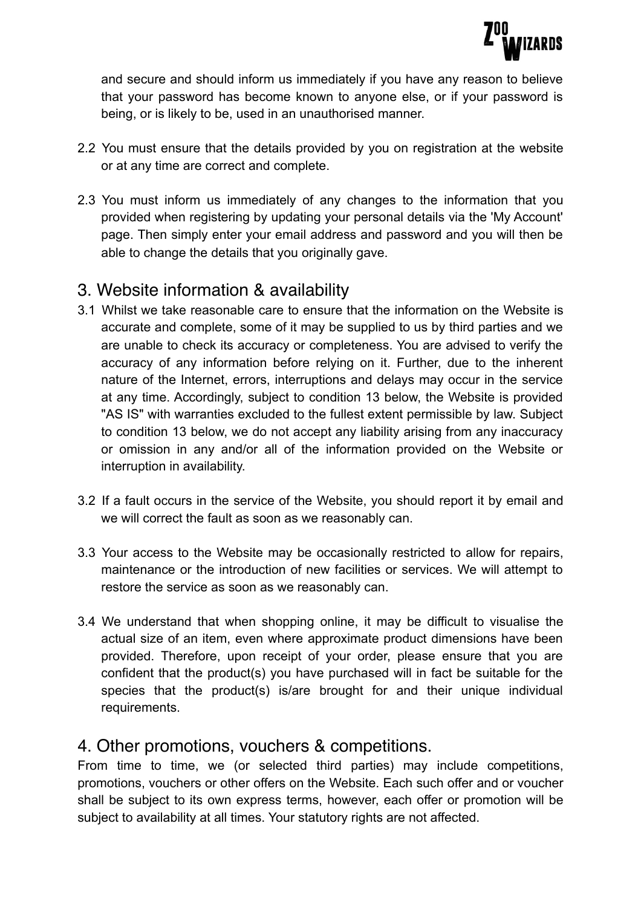and secure and should inform us immediately if you have any reason to believe that your password has become known to anyone else, or if your password is being, or is likely to be, used in an unauthorised manner.

2.2 You must ensure that the details provided by you on registration at the website or at any time are correct and complete.

2.3 You must inform us immediately of any changes to the information that you provided when registering by updating your personal details via the 'My Account' page. Then simply enter your email address and password and you will then be able to change the details that you originally gave.

## 3. Website information & availability

3.1 Whilst we take reasonable care to ensure that the information on the Website is accurate and complete, some of it may be supplied to us by third parties and we are unable to check its accuracy or completeness. You are advised to verify the accuracy of any information before relying on it. Further, due to the inherent nature of the Internet, errors, interruptions and delays may occur in the service at any time. Accordingly, subject to condition 13 below, the Website is provided "AS IS" with warranties excluded to the fullest extent permissible by law. Subject to condition 13 below, we do not accept any liability arising from any inaccuracy or omission in any and/or all of the information provided on the Website or interruption in availability.

3.2 If a fault occurs in the service of the Website, you should report it by email and we will correct the fault as soon as we reasonably can.

3.3 Your access to the Website may be occasionally restricted to allow for repairs, maintenance or the introduction of new facilities or services. We will attempt to restore the service as soon as we reasonably can.

3.4 We understand that when shopping online, it may be difficult to visualise the actual size of an item, even where approximate product dimensions have been provided. Therefore, upon receipt of your order, please ensure that you are confident that the product(s) you have purchased will in fact be suitable for the species that the product(s) is/are brought for and their unique individual requirements.

## 4. Other promotions, vouchers & competitions.

From time to time, we (or selected third parties) may include competitions, promotions, vouchers or other offers on the Website. Each such offer and or voucher shall be subject to its own express terms, however, each offer or promotion will be subject to availability at all times. Your statutory rights are not affected.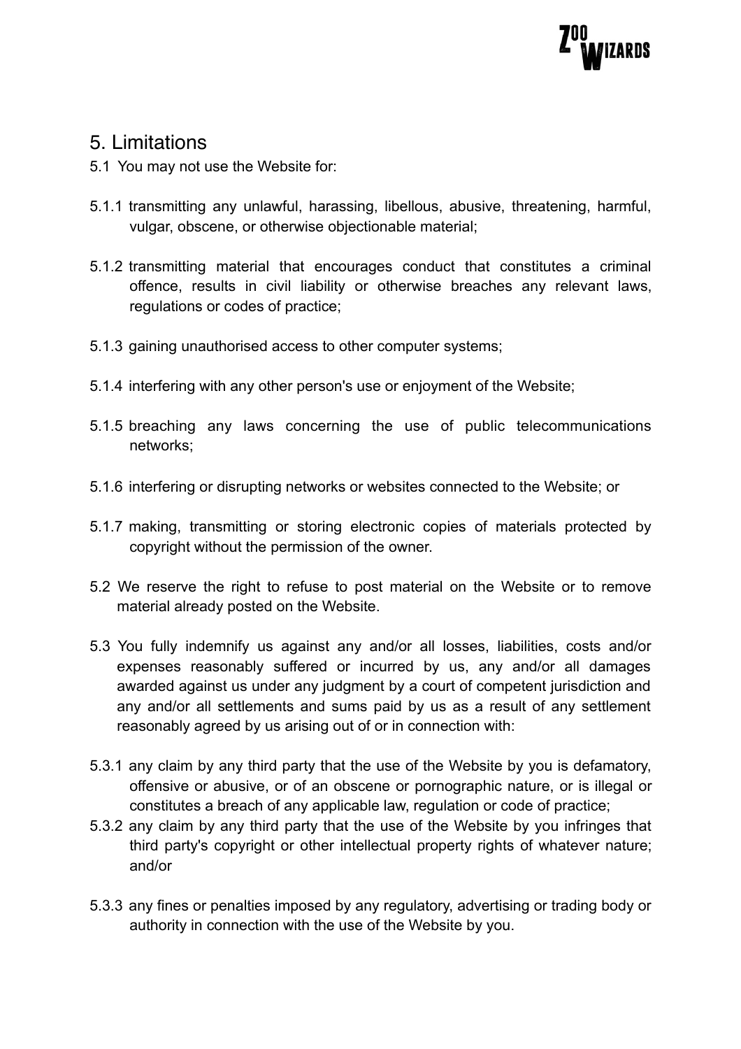## 5. Limitations

5.1 You may not use the Website for:

5.1.1 transmitting any unlawful, harassing, libellous, abusive, threatening, harmful, vulgar, obscene, or otherwise objectionable material;

5.1.2 transmitting material that encourages conduct that constitutes a criminal offence, results in civil liability or otherwise breaches any relevant laws, regulations or codes of practice;

5.1.3 gaining unauthorised access to other computer systems;

5.1.4 interfering with any other person's use or enjoyment of the Website;

5.1.5 breaching any laws concerning the use of public telecommunications networks;

5.1.6 interfering or disrupting networks or websites connected to the Website; or

5.1.7 making, transmitting or storing electronic copies of materials protected by copyright without the permission of the owner.

5.2 We reserve the right to refuse to post material on the Website or to remove material already posted on the Website.

5.3 You fully indemnify us against any and/or all losses, liabilities, costs and/or expenses reasonably suffered or incurred by us, any and/or all damages awarded against us under any judgment by a court of competent jurisdiction and any and/or all settlements and sums paid by us as a result of any settlement reasonably agreed by us arising out of or in connection with:

5.3.1 any claim by any third party that the use of the Website by you is defamatory, offensive or abusive, or of an obscene or pornographic nature, or is illegal or constitutes a breach of any applicable law, regulation or code of practice;

5.3.2 any claim by any third party that the use of the Website by you infringes that third party's copyright or other intellectual property rights of whatever nature; and/or

5.3.3 any fines or penalties imposed by any regulatory, advertising or trading body or authority in connection with the use of the Website by you.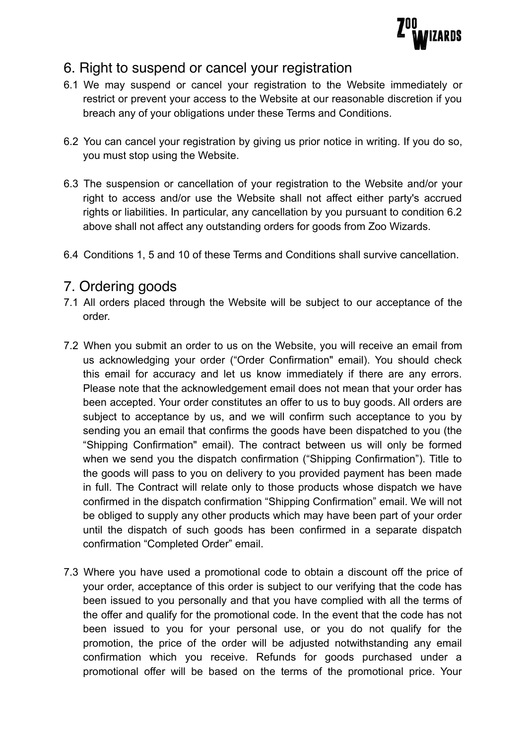## 6. Right to suspend or cancel your registration

6.1 We may suspend or cancel your registration to the Website immediately or restrict or prevent your access to the Website at our reasonable discretion if you breach any of your obligations under these Terms and Conditions.

6.2 You can cancel your registration by giving us prior notice in writing. If you do so, you must stop using the Website.

6.3 The suspension or cancellation of your registration to the Website and/or your right to access and/or use the Website shall not affect either party's accrued rights or liabilities. In particular, any cancellation by you pursuant to condition 6.2 above shall not affect any outstanding orders for goods from Zoo Wizards.

6.4 Conditions 1, 5 and 10 of these Terms and Conditions shall survive cancellation.

## 7. Ordering goods

7.1 All orders placed through the Website will be subject to our acceptance of the order.

7.2 When you submit an order to us on the Website, you will receive an email from us acknowledging your order (“Order Confirmation" email). You should check this email for accuracy and let us know immediately if there are any errors. Please note that the acknowledgement email does not mean that your order has been accepted. Your order constitutes an offer to us to buy goods. All orders are subject to acceptance by us, and we will confirm such acceptance to you by sending you an email that confirms the goods have been dispatched to you (the “Shipping Confirmation" email). The contract between us will only be formed when we send you the dispatch confirmation (“Shipping Confirmation”). Title to the goods will pass to you on delivery to you provided payment has been made in full. The Contract will relate only to those products whose dispatch we have confirmed in the dispatch confirmation “Shipping Confirmation” email. We will not be obliged to supply any other products which may have been part of your order until the dispatch of such goods has been confirmed in a separate dispatch confirmation “Completed Order” email.

7.3 Where you have used a promotional code to obtain a discount off the price of your order, acceptance of this order is subject to our verifying that the code has been issued to you personally and that you have complied with all the terms of the offer and qualify for the promotional code. In the event that the code has not been issued to you for your personal use, or you do not qualify for the promotion, the price of the order will be adjusted notwithstanding any email confirmation which you receive. Refunds for goods purchased under a promotional offer will be based on the terms of the promotional price. Your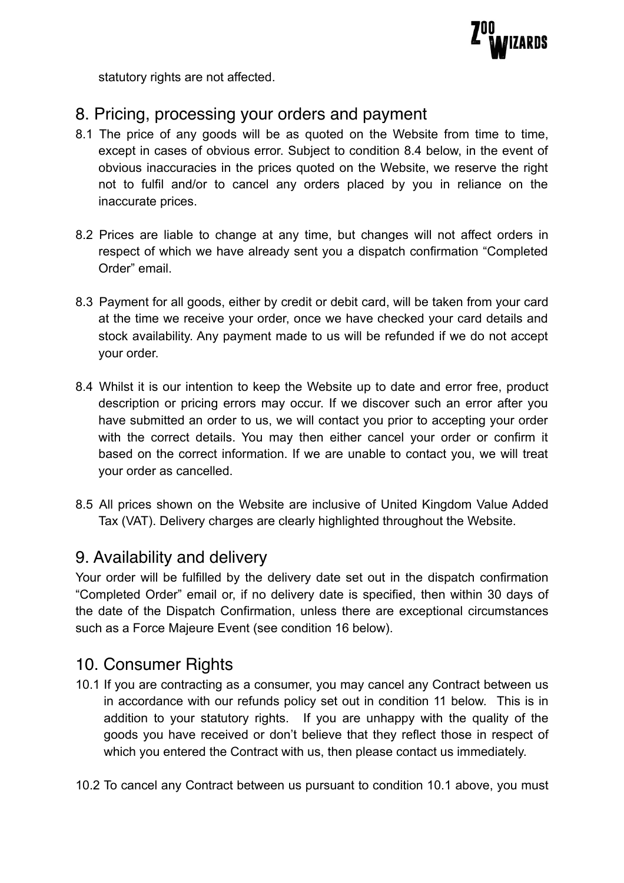statutory rights are not affected.

## 8. Pricing, processing your orders and payment

8.1 The price of any goods will be as quoted on the Website from time to time, except in cases of obvious error. Subject to condition 8.4 below, in the event of obvious inaccuracies in the prices quoted on the Website, we reserve the right not to fulfil and/or to cancel any orders placed by you in reliance on the inaccurate prices.

8.2 Prices are liable to change at any time, but changes will not affect orders in respect of which we have already sent you a dispatch confirmation "Completed Order" email.

8.3 Payment for all goods, either by credit or debit card, will be taken from your card at the time we receive your order, once we have checked your card details and stock availability. Any payment made to us will be refunded if we do not accept your order.

8.4 Whilst it is our intention to keep the Website up to date and error free, product description or pricing errors may occur. If we discover such an error after you have submitted an order to us, we will contact you prior to accepting your order with the correct details. You may then either cancel your order or confirm it based on the correct information. If we are unable to contact you, we will treat your order as cancelled.

8.5 All prices shown on the Website are inclusive of United Kingdom Value Added Tax (VAT). Delivery charges are clearly highlighted throughout the Website.

## 9. Availability and delivery

Your order will be fulfilled by the delivery date set out in the dispatch confirmation "Completed Order" email or, if no delivery date is specified, then within 30 days of the date of the Dispatch Confirmation, unless there are exceptional circumstances such as a Force Majeure Event (see condition 16 below).

## 10. Consumer Rights

10.1 If you are contracting as a consumer, you may cancel any Contract between us in accordance with our refunds policy set out in condition 11 below. This is in addition to your statutory rights. If you are unhappy with the quality of the goods you have received or don't believe that they reflect those in respect of which you entered the Contract with us, then please contact us immediately.

10.2 To cancel any Contract between us pursuant to condition 10.1 above, you must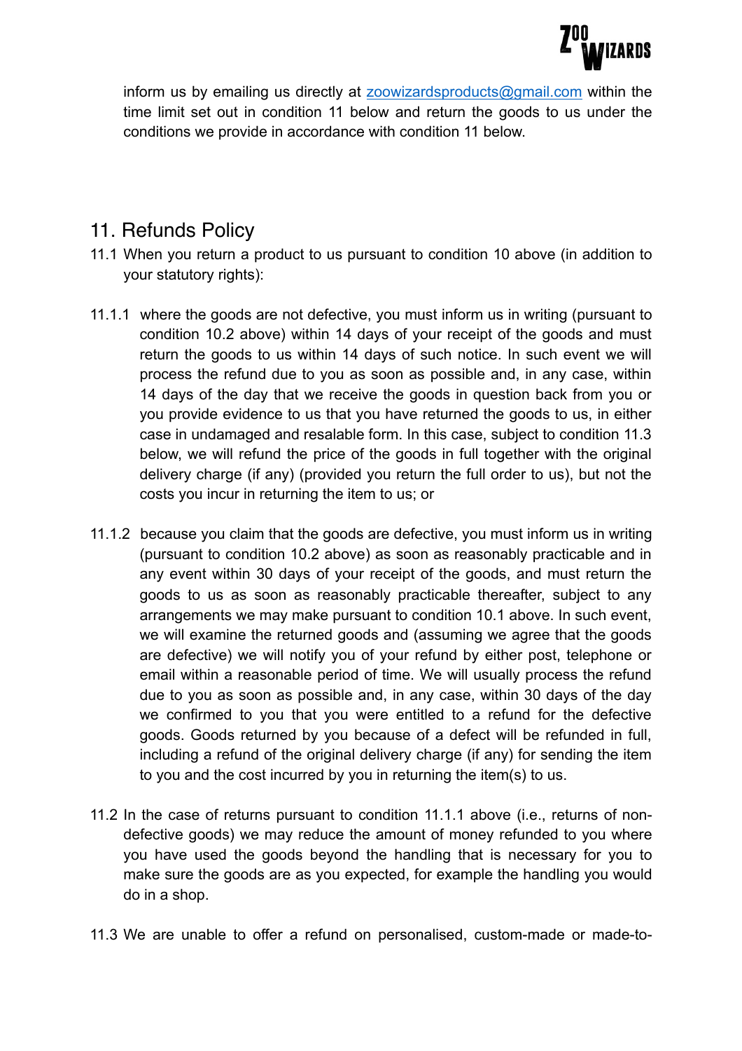inform us by emailing us directly at [zoowizardsproducts@gmail.com](mailto:zoowizardsproducts@gmail.com) within the time limit set out in condition 11 below and return the goods to us under the conditions we provide in accordance with condition 11 below.

## 11. Refunds Policy

11.1 When you return a product to us pursuant to condition 10 above (in addition to your statutory rights):

11.1.1 where the goods are not defective, you must inform us in writing (pursuant to condition 10.2 above) within 14 days of your receipt of the goods and must return the goods to us within 14 days of such notice. In such event we will process the refund due to you as soon as possible and, in any case, within 14 days of the day that we receive the goods in question back from you or you provide evidence to us that you have returned the goods to us, in either case in undamaged and resalable form. In this case, subject to condition 11.3 below, we will refund the price of the goods in full together with the original delivery charge (if any) (provided you return the full order to us), but not the costs you incur in returning the item to us; or

11.1.2 because you claim that the goods are defective, you must inform us in writing (pursuant to condition 10.2 above) as soon as reasonably practicable and in any event within 30 days of your receipt of the goods, and must return the goods to us as soon as reasonably practicable thereafter, subject to any arrangements we may make pursuant to condition 10.1 above. In such event, we will examine the returned goods and (assuming we agree that the goods are defective) we will notify you of your refund by either post, telephone or email within a reasonable period of time. We will usually process the refund due to you as soon as possible and, in any case, within 30 days of the day we confirmed to you that you were entitled to a refund for the defective goods. Goods returned by you because of a defect will be refunded in full, including a refund of the original delivery charge (if any) for sending the item to you and the cost incurred by you in returning the item(s) to us.

11.2 In the case of returns pursuant to condition 11.1.1 above (i.e., returns of non-defective goods) we may reduce the amount of money refunded to you where you have used the goods beyond the handling that is necessary for you to make sure the goods are as you expected, for example the handling you would do in a shop.

11.3 We are unable to offer a refund on personalised, custom-made or made-to-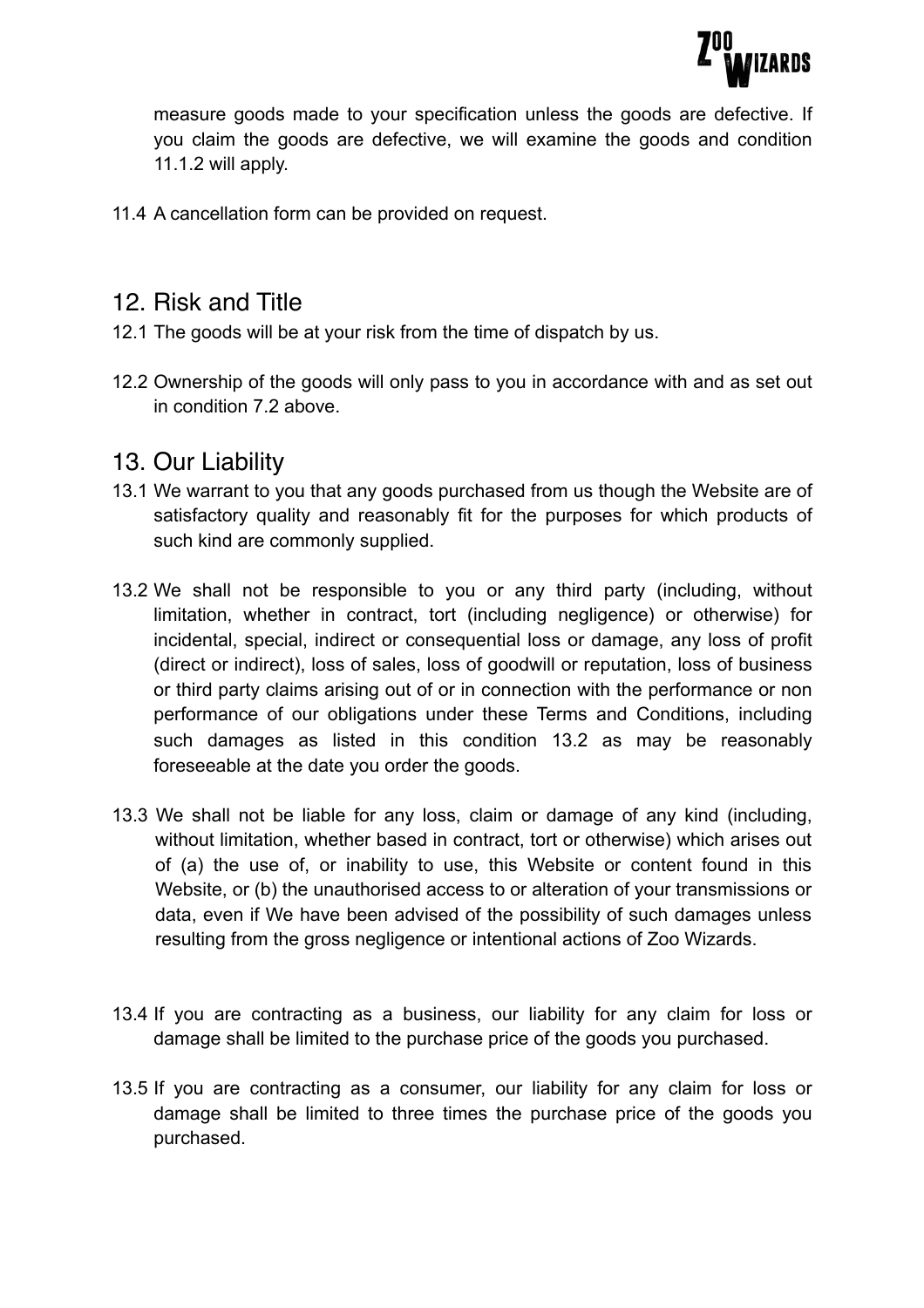measure goods made to your specification unless the goods are defective. If you claim the goods are defective, we will examine the goods and condition 11.1.2 will apply.

11.4 A cancellation form can be provided on request.

## 12. Risk and Title

12.1 The goods will be at your risk from the time of dispatch by us.

12.2 Ownership of the goods will only pass to you in accordance with and as set out in condition 7.2 above.

## 13. Our Liability

13.1 We warrant to you that any goods purchased from us though the Website are of satisfactory quality and reasonably fit for the purposes for which products of such kind are commonly supplied.

13.2 We shall not be responsible to you or any third party (including, without limitation, whether in contract, tort (including negligence) or otherwise) for incidental, special, indirect or consequential loss or damage, any loss of profit (direct or indirect), loss of sales, loss of goodwill or reputation, loss of business or third party claims arising out of or in connection with the performance or non performance of our obligations under these Terms and Conditions, including such damages as listed in this condition 13.2 as may be reasonably foreseeable at the date you order the goods.

13.3 We shall not be liable for any loss, claim or damage of any kind (including, without limitation, whether based in contract, tort or otherwise) which arises out of (a) the use of, or inability to use, this Website or content found in this Website, or (b) the unauthorised access to or alteration of your transmissions or data, even if We have been advised of the possibility of such damages unless resulting from the gross negligence or intentional actions of Zoo Wizards.

13.4 If you are contracting as a business, our liability for any claim for loss or damage shall be limited to the purchase price of the goods you purchased.

13.5 If you are contracting as a consumer, our liability for any claim for loss or damage shall be limited to three times the purchase price of the goods you purchased.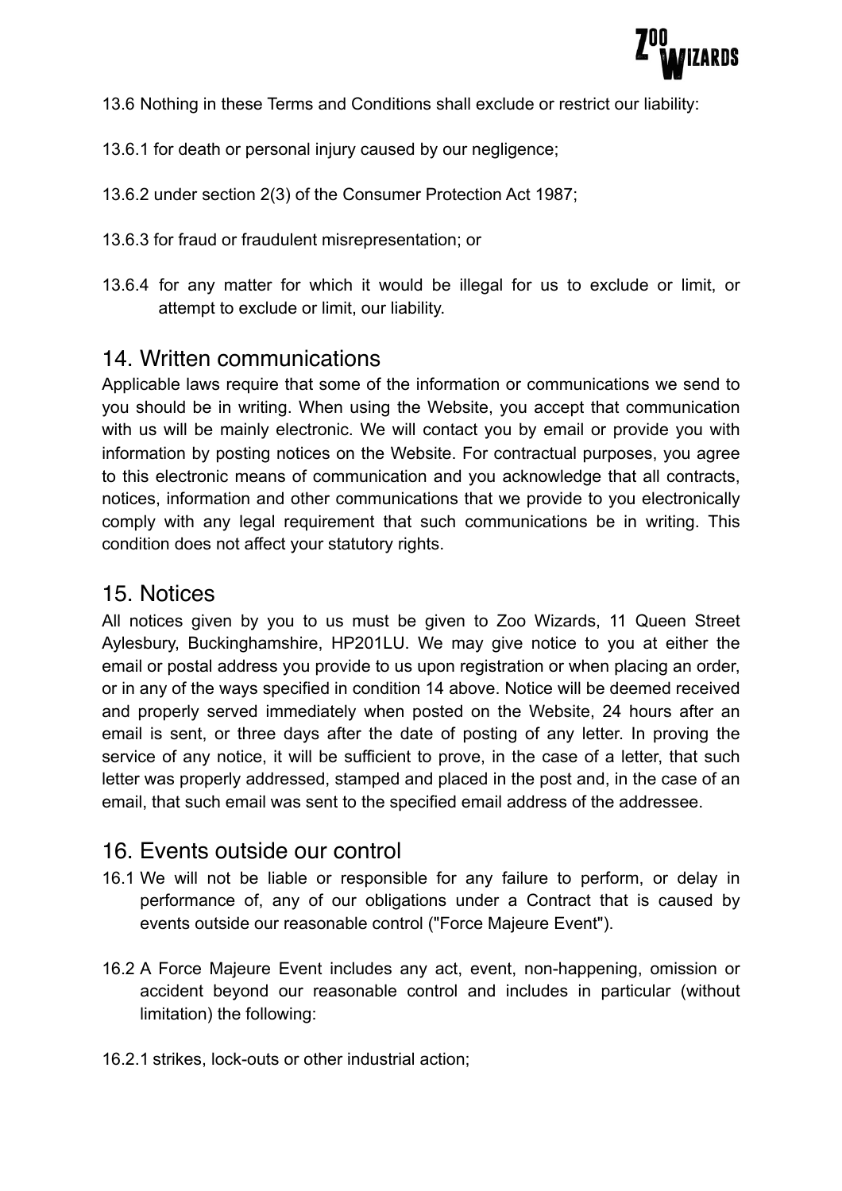13.6 Nothing in these Terms and Conditions shall exclude or restrict our liability:

13.6.1 for death or personal injury caused by our negligence;

13.6.2 under section 2(3) of the Consumer Protection Act 1987;

13.6.3 for fraud or fraudulent misrepresentation; or

13.6.4 for any matter for which it would be illegal for us to exclude or limit, or attempt to exclude or limit, our liability.

## 14. Written communications

Applicable laws require that some of the information or communications we send to you should be in writing. When using the Website, you accept that communication with us will be mainly electronic. We will contact you by email or provide you with information by posting notices on the Website. For contractual purposes, you agree to this electronic means of communication and you acknowledge that all contracts, notices, information and other communications that we provide to you electronically comply with any legal requirement that such communications be in writing. This condition does not affect your statutory rights.

## 15. Notices

All notices given by you to us must be given to Zoo Wizards, 11 Queen Street Aylesbury, Buckinghamshire, HP201LU. We may give notice to you at either the email or postal address you provide to us upon registration or when placing an order, or in any of the ways specified in condition 14 above. Notice will be deemed received and properly served immediately when posted on the Website, 24 hours after an email is sent, or three days after the date of posting of any letter. In proving the service of any notice, it will be sufficient to prove, in the case of a letter, that such letter was properly addressed, stamped and placed in the post and, in the case of an email, that such email was sent to the specified email address of the addressee.

## 16. Events outside our control

16.1 We will not be liable or responsible for any failure to perform, or delay in performance of, any of our obligations under a Contract that is caused by events outside our reasonable control ("Force Majeure Event").

16.2 A Force Majeure Event includes any act, event, non-happening, omission or accident beyond our reasonable control and includes in particular (without limitation) the following:

16.2.1 strikes, lock-outs or other industrial action;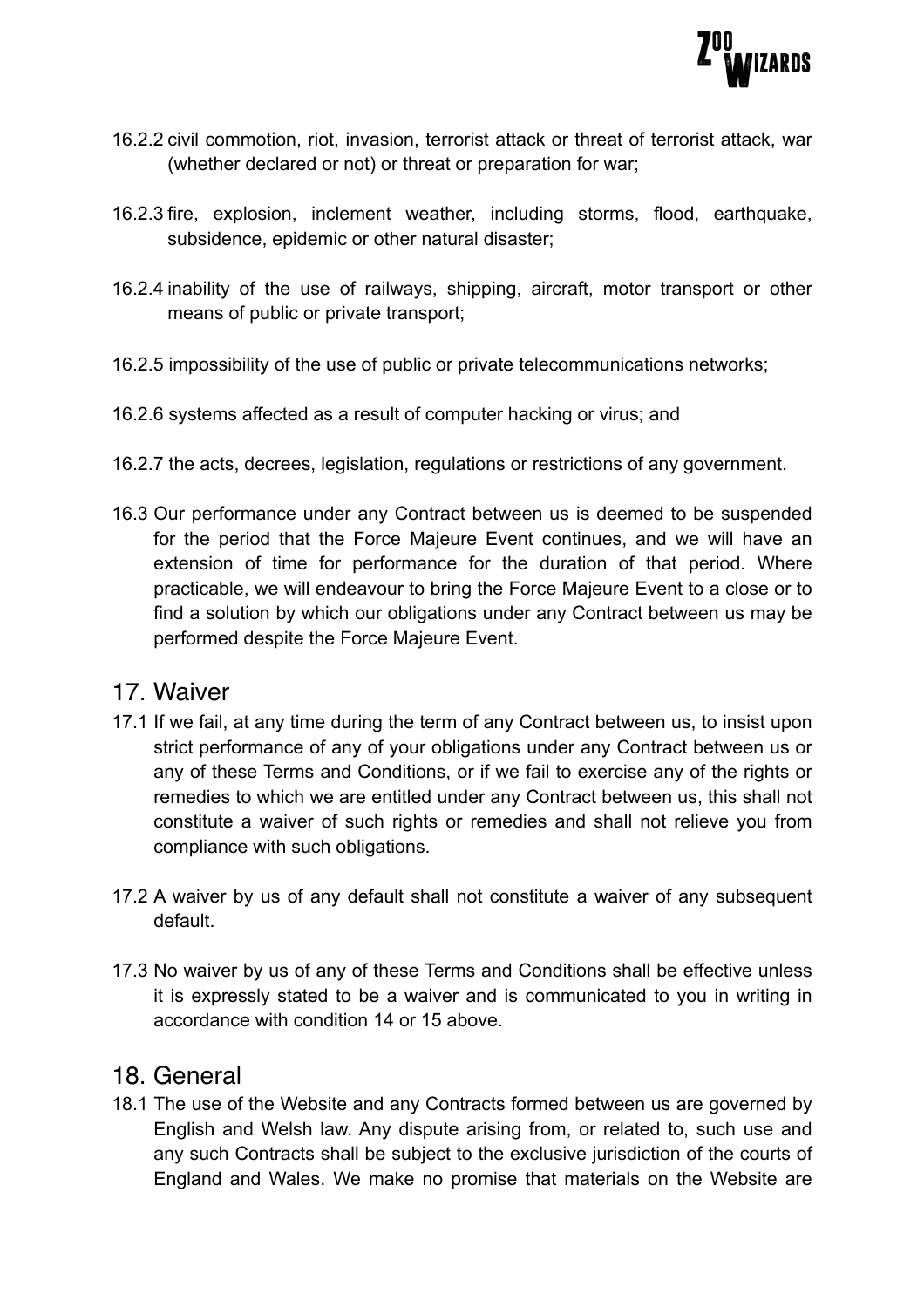16.2.2 civil commotion, riot, invasion, terrorist attack or threat of terrorist attack, war (whether declared or not) or threat or preparation for war;

16.2.3 fire, explosion, inclement weather, including storms, flood, earthquake, subsidence, epidemic or other natural disaster;

16.2.4 inability of the use of railways, shipping, aircraft, motor transport or other means of public or private transport;

16.2.5 impossibility of the use of public or private telecommunications networks;

16.2.6 systems affected as a result of computer hacking or virus; and

16.2.7 the acts, decrees, legislation, regulations or restrictions of any government.

16.3 Our performance under any Contract between us is deemed to be suspended for the period that the Force Majeure Event continues, and we will have an extension of time for performance for the duration of that period. Where practicable, we will endeavour to bring the Force Majeure Event to a close or to find a solution by which our obligations under any Contract between us may be performed despite the Force Majeure Event.

## 17. Waiver

17.1 If we fail, at any time during the term of any Contract between us, to insist upon strict performance of any of your obligations under any Contract between us or any of these Terms and Conditions, or if we fail to exercise any of the rights or remedies to which we are entitled under any Contract between us, this shall not constitute a waiver of such rights or remedies and shall not relieve you from compliance with such obligations.

17.2 A waiver by us of any default shall not constitute a waiver of any subsequent default.

17.3 No waiver by us of any of these Terms and Conditions shall be effective unless it is expressly stated to be a waiver and is communicated to you in writing in accordance with condition 14 or 15 above.

## 18. General

18.1 The use of the Website and any Contracts formed between us are governed by English and Welsh law. Any dispute arising from, or related to, such use and any such Contracts shall be subject to the exclusive jurisdiction of the courts of England and Wales. We make no promise that materials on the Website are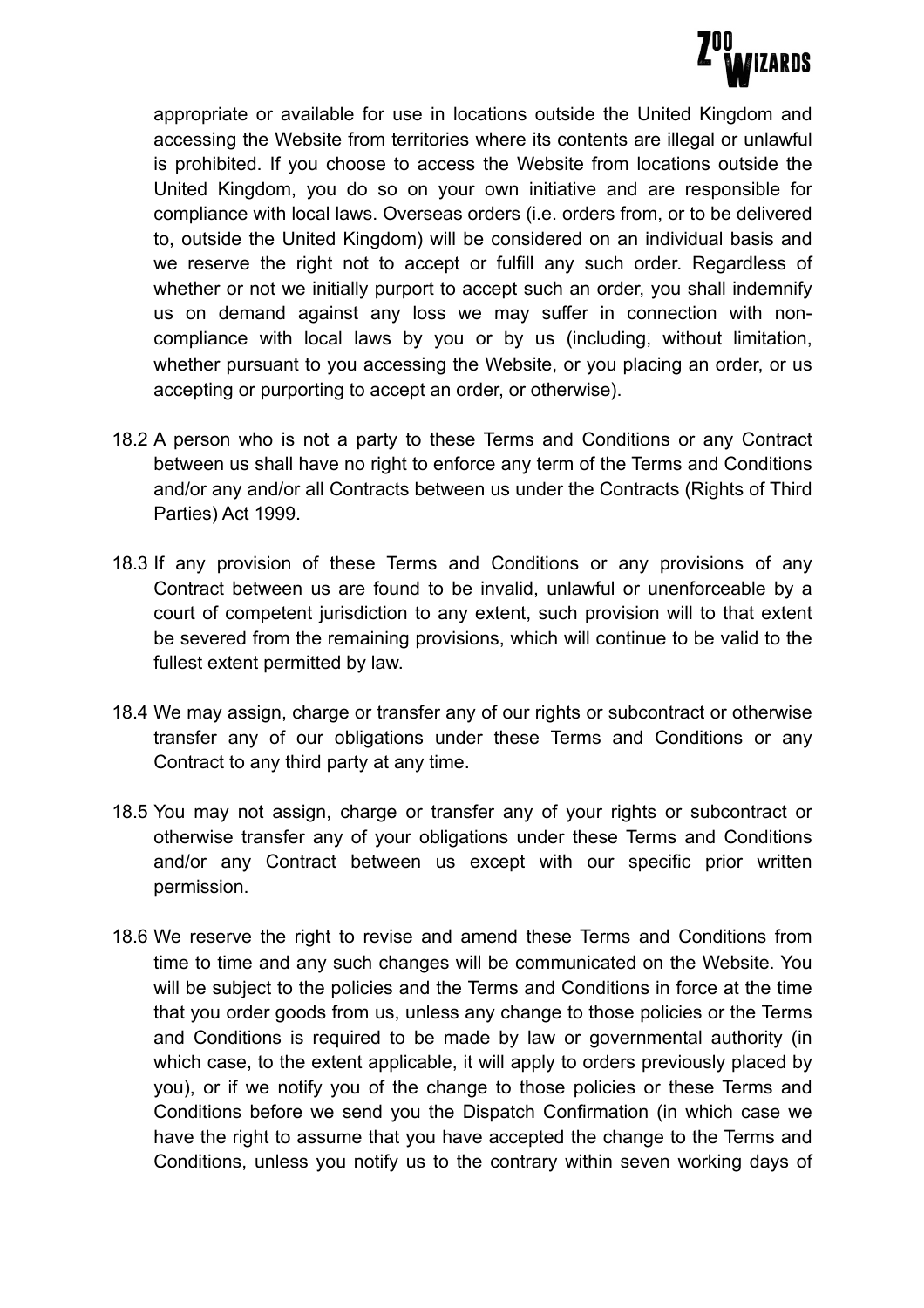appropriate or available for use in locations outside the United Kingdom and accessing the Website from territories where its contents are illegal or unlawful is prohibited. If you choose to access the Website from locations outside the United Kingdom, you do so on your own initiative and are responsible for compliance with local laws. Overseas orders (i.e. orders from, or to be delivered to, outside the United Kingdom) will be considered on an individual basis and we reserve the right not to accept or fulfill any such order. Regardless of whether or not we initially purport to accept such an order, you shall indemnify us on demand against any loss we may suffer in connection with non-compliance with local laws by you or by us (including, without limitation, whether pursuant to you accessing the Website, or you placing an order, or us accepting or purporting to accept an order, or otherwise).

18.2 A person who is not a party to these Terms and Conditions or any Contract between us shall have no right to enforce any term of the Terms and Conditions and/or any and/or all Contracts between us under the Contracts (Rights of Third Parties) Act 1999.

18.3 If any provision of these Terms and Conditions or any provisions of any Contract between us are found to be invalid, unlawful or unenforceable by a court of competent jurisdiction to any extent, such provision will to that extent be severed from the remaining provisions, which will continue to be valid to the fullest extent permitted by law.

18.4 We may assign, charge or transfer any of our rights or subcontract or otherwise transfer any of our obligations under these Terms and Conditions or any Contract to any third party at any time.

18.5 You may not assign, charge or transfer any of your rights or subcontract or otherwise transfer any of your obligations under these Terms and Conditions and/or any Contract between us except with our specific prior written permission.

18.6 We reserve the right to revise and amend these Terms and Conditions from time to time and any such changes will be communicated on the Website. You will be subject to the policies and the Terms and Conditions in force at the time that you order goods from us, unless any change to those policies or the Terms and Conditions is required to be made by law or governmental authority (in which case, to the extent applicable, it will apply to orders previously placed by you), or if we notify you of the change to those policies or these Terms and Conditions before we send you the Dispatch Confirmation (in which case we have the right to assume that you have accepted the change to the Terms and Conditions, unless you notify us to the contrary within seven working days of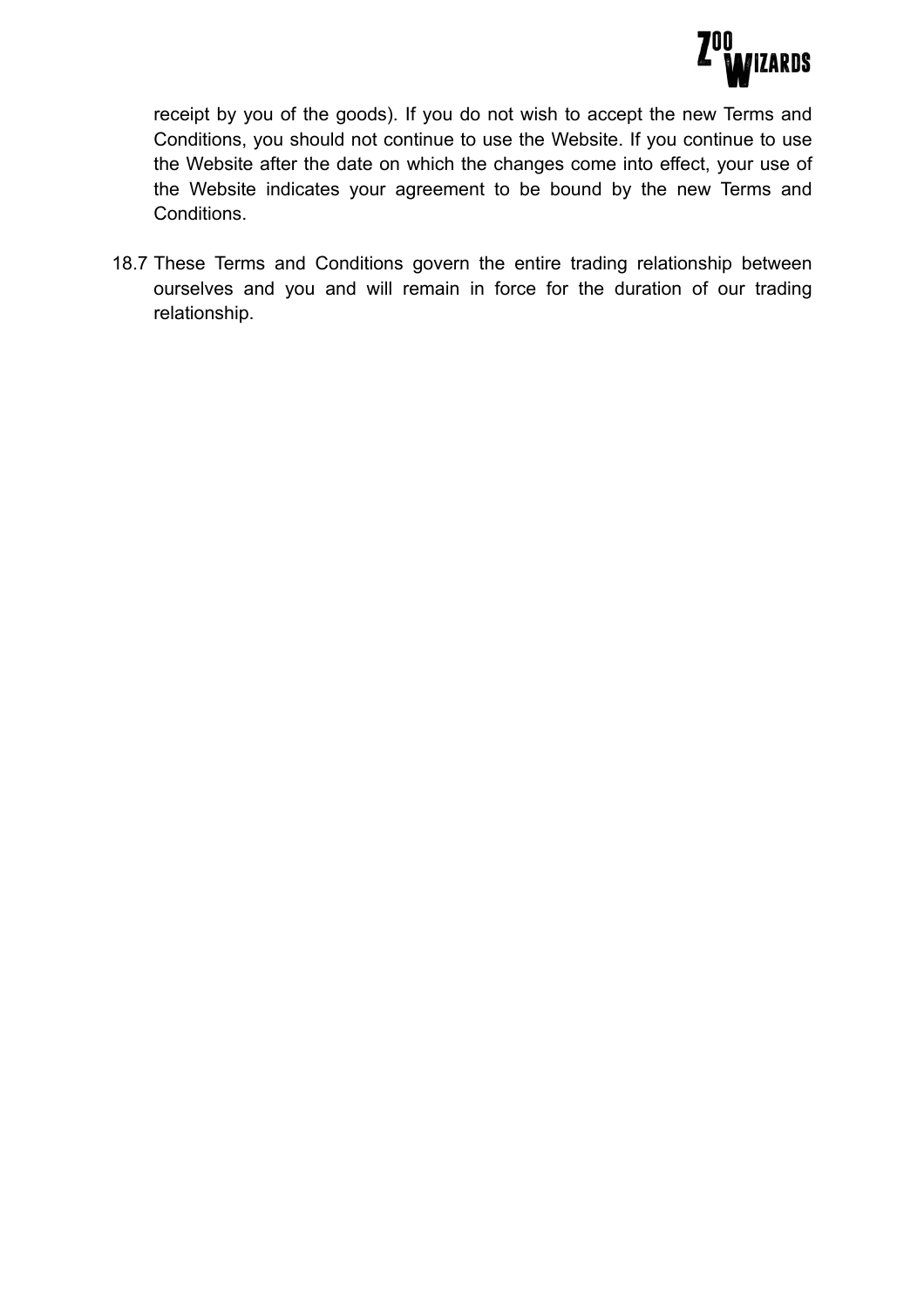receipt by you of the goods). If you do not wish to accept the new Terms and Conditions, you should not continue to use the Website. If you continue to use the Website after the date on which the changes come into effect, your use of the Website indicates your agreement to be bound by the new Terms and Conditions.

18.7 These Terms and Conditions govern the entire trading relationship between ourselves and you and will remain in force for the duration of our trading relationship.